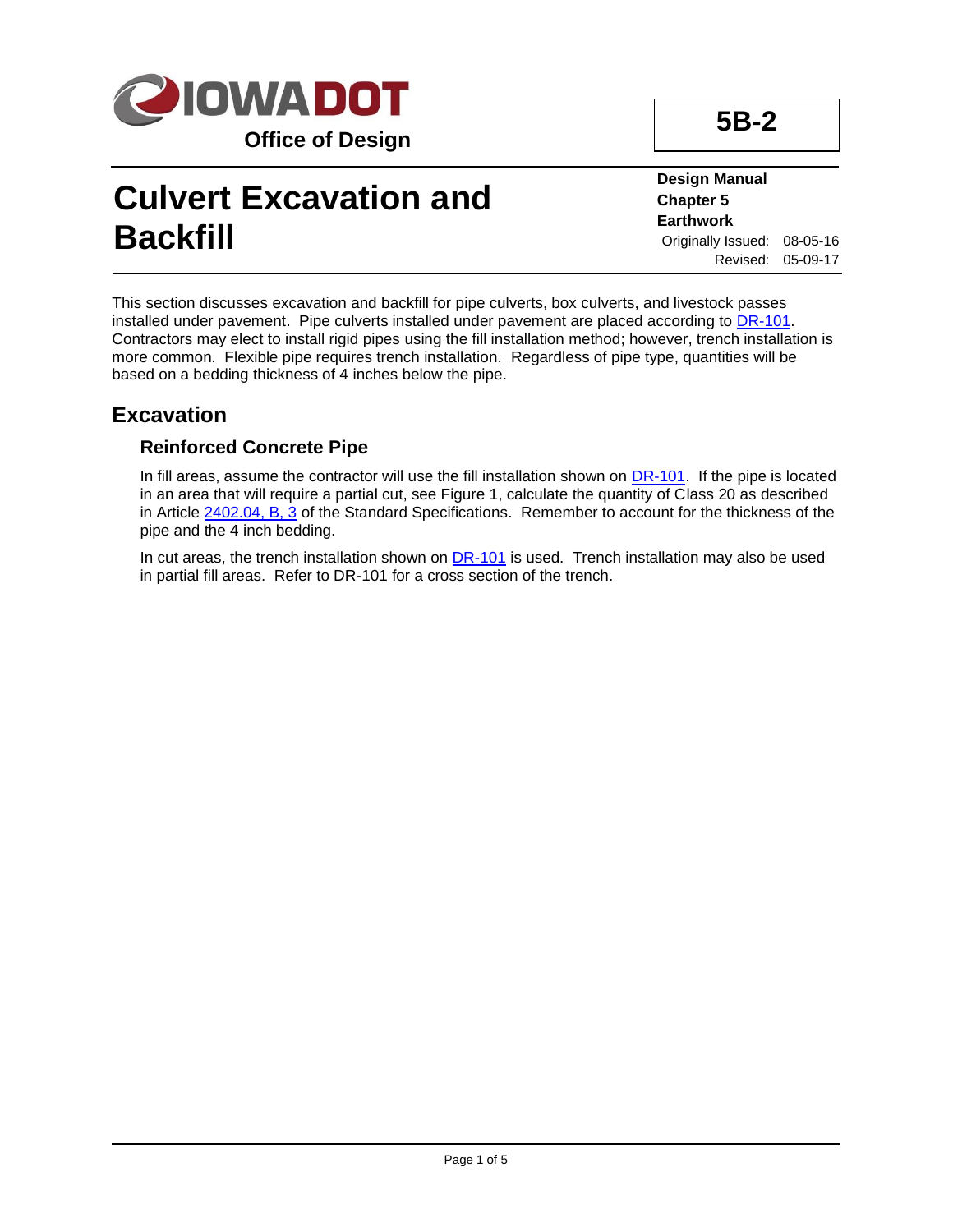Office of Design

**5B-2**

# Culvert Excavation and Backfill

**Design Manual**
**Chapter 5**
**Earthwork**
Originally Issued: 08-05-16
Revised: 05-09-17

This section discusses excavation and backfill for pipe culverts, box culverts, and livestock passes installed under pavement. Pipe culverts installed under pavement are placed according to DR-101. Contractors may elect to install rigid pipes using the fill installation method; however, trench installation is more common. Flexible pipe requires trench installation. Regardless of pipe type, quantities will be based on a bedding thickness of 4 inches below the pipe.

## Excavation

### Reinforced Concrete Pipe

In fill areas, assume the contractor will use the fill installation shown on DR-101. If the pipe is located in an area that will require a partial cut, see Figure 1, calculate the quantity of Class 20 as described in Article 2402.04, B, 3 of the Standard Specifications. Remember to account for the thickness of the pipe and the 4 inch bedding.

In cut areas, the trench installation shown on DR-101 is used. Trench installation may also be used in partial fill areas. Refer to DR-101 for a cross section of the trench.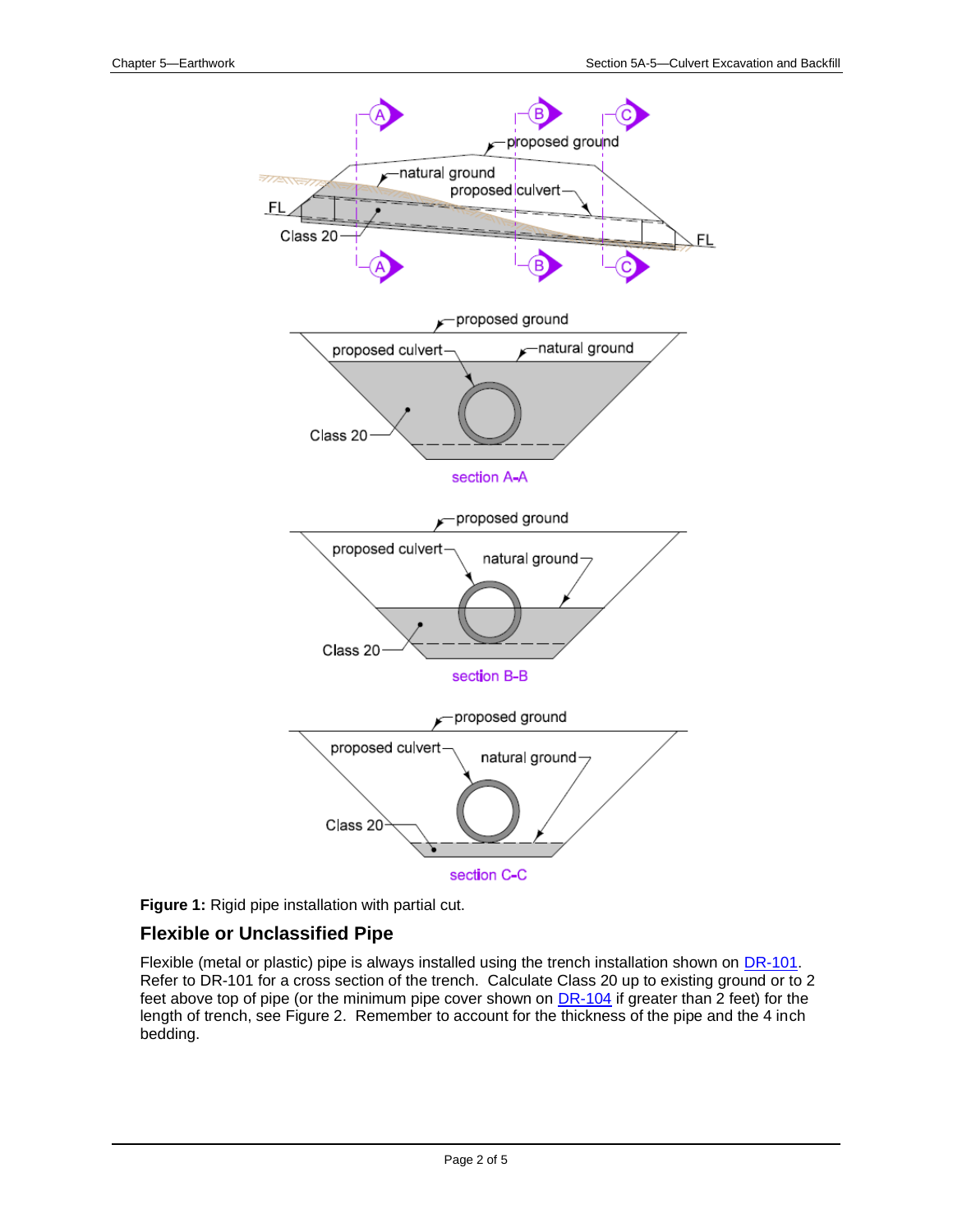A
B
C
proposed ground
natural ground
proposed culvert
FL
Class 20
FL
A
B
C

proposed ground
proposed culvert
natural ground
Class 20
section A-A

proposed ground
proposed culvert
natural ground
Class 20
section B-B

proposed ground
proposed culvert
natural ground
Class 20
section C-C

**Figure 1:** Rigid pipe installation with partial cut.

## Flexible or Unclassified Pipe

Flexible (metal or plastic) pipe is always installed using the trench installation shown on DR-101. Refer to DR-101 for a cross section of the trench. Calculate Class 20 up to existing ground or to 2 feet above top of pipe (or the minimum pipe cover shown on DR-104 if greater than 2 feet) for the length of trench, see Figure 2. Remember to account for the thickness of the pipe and the 4 inch bedding.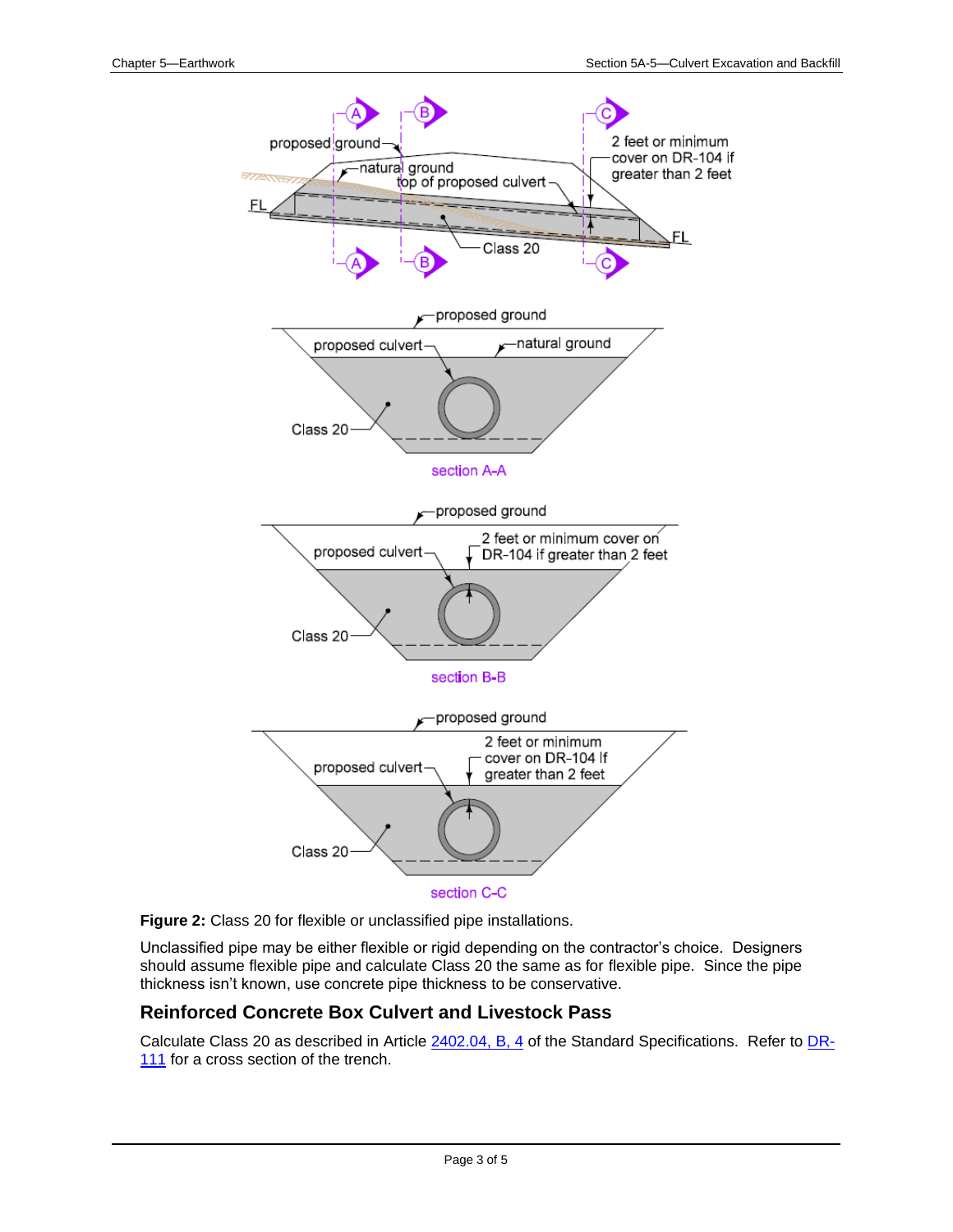proposed ground

natural ground

top of proposed culvert

2 feet or minimum cover on DR-104 if greater than 2 feet

FL

FL

Class 20

A

B

C

proposed ground

proposed culvert

natural ground

Class 20

section A-A

proposed ground

proposed culvert

2 feet or minimum cover on DR-104 if greater than 2 feet

Class 20

section B-B

proposed ground

proposed culvert

2 feet or minimum cover on DR-104 If greater than 2 feet

Class 20

section C-C

**Figure 2:** Class 20 for flexible or unclassified pipe installations.

Unclassified pipe may be either flexible or rigid depending on the contractor's choice. Designers should assume flexible pipe and calculate Class 20 the same as for flexible pipe. Since the pipe thickness isn't known, use concrete pipe thickness to be conservative.

## Reinforced Concrete Box Culvert and Livestock Pass

Calculate Class 20 as described in Article 2402.04, B, 4 of the Standard Specifications. Refer to DR-111 for a cross section of the trench.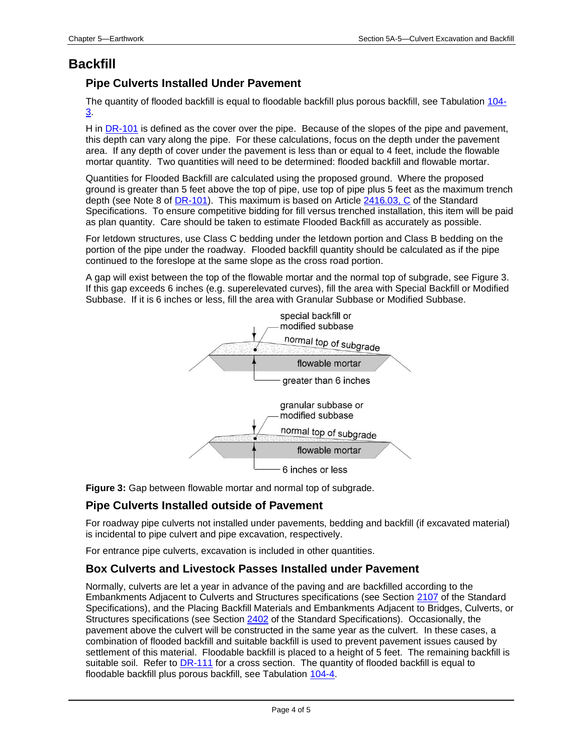# Backfill

## Pipe Culverts Installed Under Pavement

The quantity of flooded backfill is equal to floodable backfill plus porous backfill, see Tabulation 104-3.

H in DR-101 is defined as the cover over the pipe. Because of the slopes of the pipe and pavement, this depth can vary along the pipe. For these calculations, focus on the depth under the pavement area. If any depth of cover under the pavement is less than or equal to 4 feet, include the flowable mortar quantity. Two quantities will need to be determined: flooded backfill and flowable mortar.

Quantities for Flooded Backfill are calculated using the proposed ground. Where the proposed ground is greater than 5 feet above the top of pipe, use top of pipe plus 5 feet as the maximum trench depth (see Note 8 of DR-101). This maximum is based on Article 2416.03, C of the Standard Specifications. To ensure competitive bidding for fill versus trenched installation, this item will be paid as plan quantity. Care should be taken to estimate Flooded Backfill as accurately as possible.

For letdown structures, use Class C bedding under the letdown portion and Class B bedding on the portion of the pipe under the roadway. Flooded backfill quantity should be calculated as if the pipe continued to the foreslope at the same slope as the cross road portion.

A gap will exist between the top of the flowable mortar and the normal top of subgrade, see Figure 3. If this gap exceeds 6 inches (e.g. superelevated curves), fill the area with Special Backfill or Modified Subbase. If it is 6 inches or less, fill the area with Granular Subbase or Modified Subbase.

special backfill or modified subbase

normal top of subgrade

flowable mortar

greater than 6 inches

granular subbase or modified subbase

normal top of subgrade

flowable mortar

6 inches or less

**Figure 3:** Gap between flowable mortar and normal top of subgrade.

## Pipe Culverts Installed outside of Pavement

For roadway pipe culverts not installed under pavements, bedding and backfill (if excavated material) is incidental to pipe culvert and pipe excavation, respectively.

For entrance pipe culverts, excavation is included in other quantities.

## Box Culverts and Livestock Passes Installed under Pavement

Normally, culverts are let a year in advance of the paving and are backfilled according to the Embankments Adjacent to Culverts and Structures specifications (see Section 2107 of the Standard Specifications), and the Placing Backfill Materials and Embankments Adjacent to Bridges, Culverts, or Structures specifications (see Section 2402 of the Standard Specifications). Occasionally, the pavement above the culvert will be constructed in the same year as the culvert. In these cases, a combination of flooded backfill and suitable backfill is used to prevent pavement issues caused by settlement of this material. Floodable backfill is placed to a height of 5 feet. The remaining backfill is suitable soil. Refer to DR-111 for a cross section. The quantity of flooded backfill is equal to floodable backfill plus porous backfill, see Tabulation 104-4.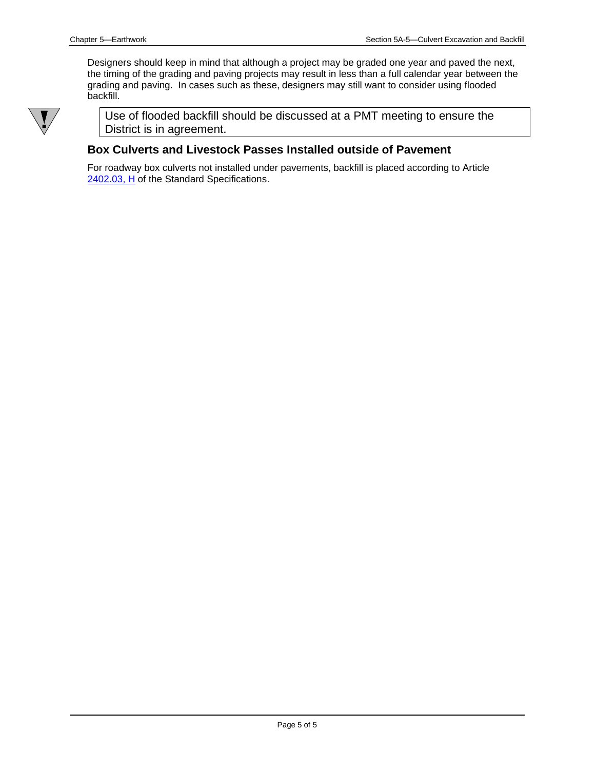Designers should keep in mind that although a project may be graded one year and paved the next, the timing of the grading and paving projects may result in less than a full calendar year between the grading and paving. In cases such as these, designers may still want to consider using flooded backfill.

> Use of flooded backfill should be discussed at a PMT meeting to ensure the District is in agreement.

### Box Culverts and Livestock Passes Installed outside of Pavement

For roadway box culverts not installed under pavements, backfill is placed according to Article 2402.03, H of the Standard Specifications.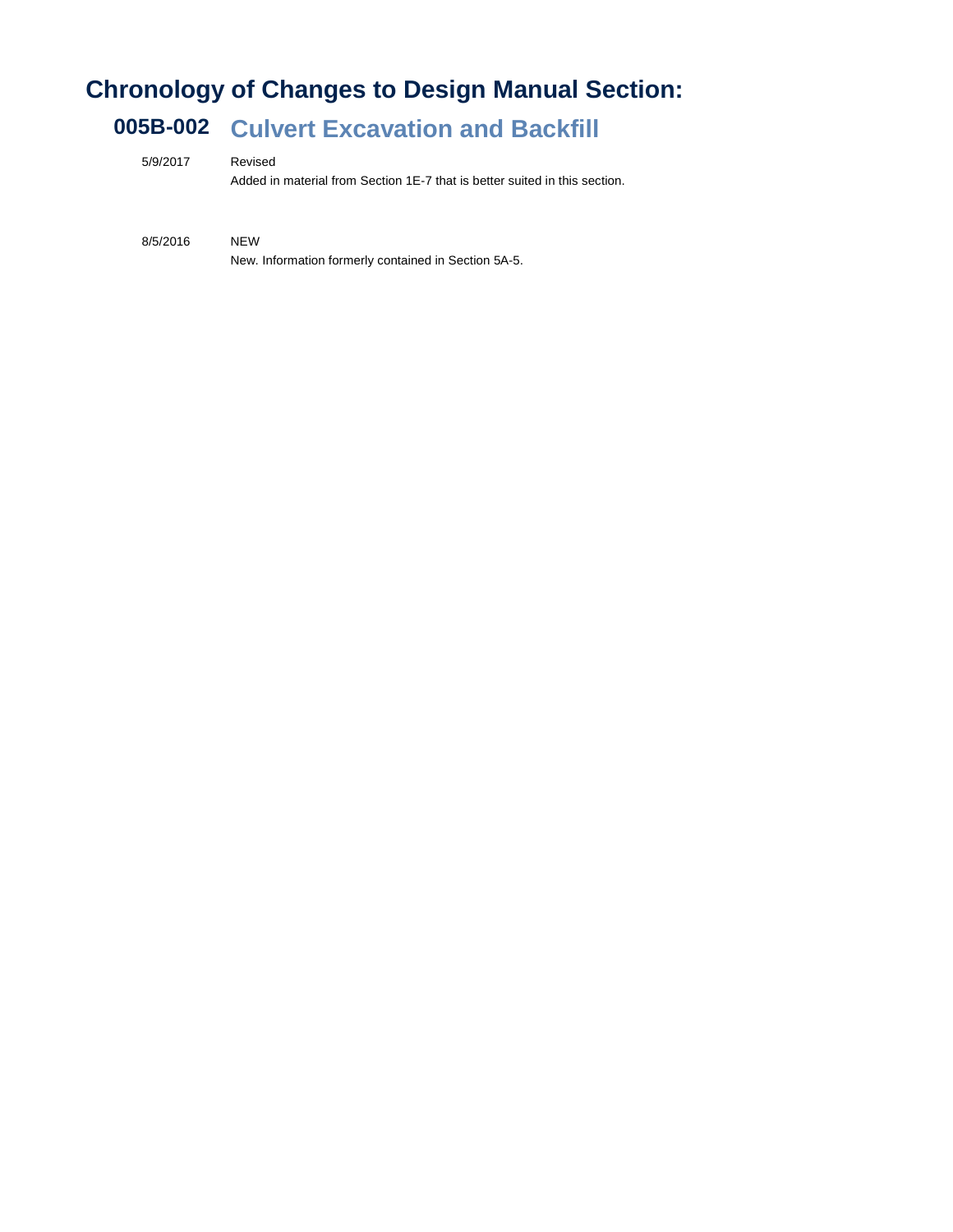# Chronology of Changes to Design Manual Section:

## 005B-002 Culvert Excavation and Backfill

5/9/2017 Revised

Added in material from Section 1E-7 that is better suited in this section.

8/5/2016 NEW

New. Information formerly contained in Section 5A-5.